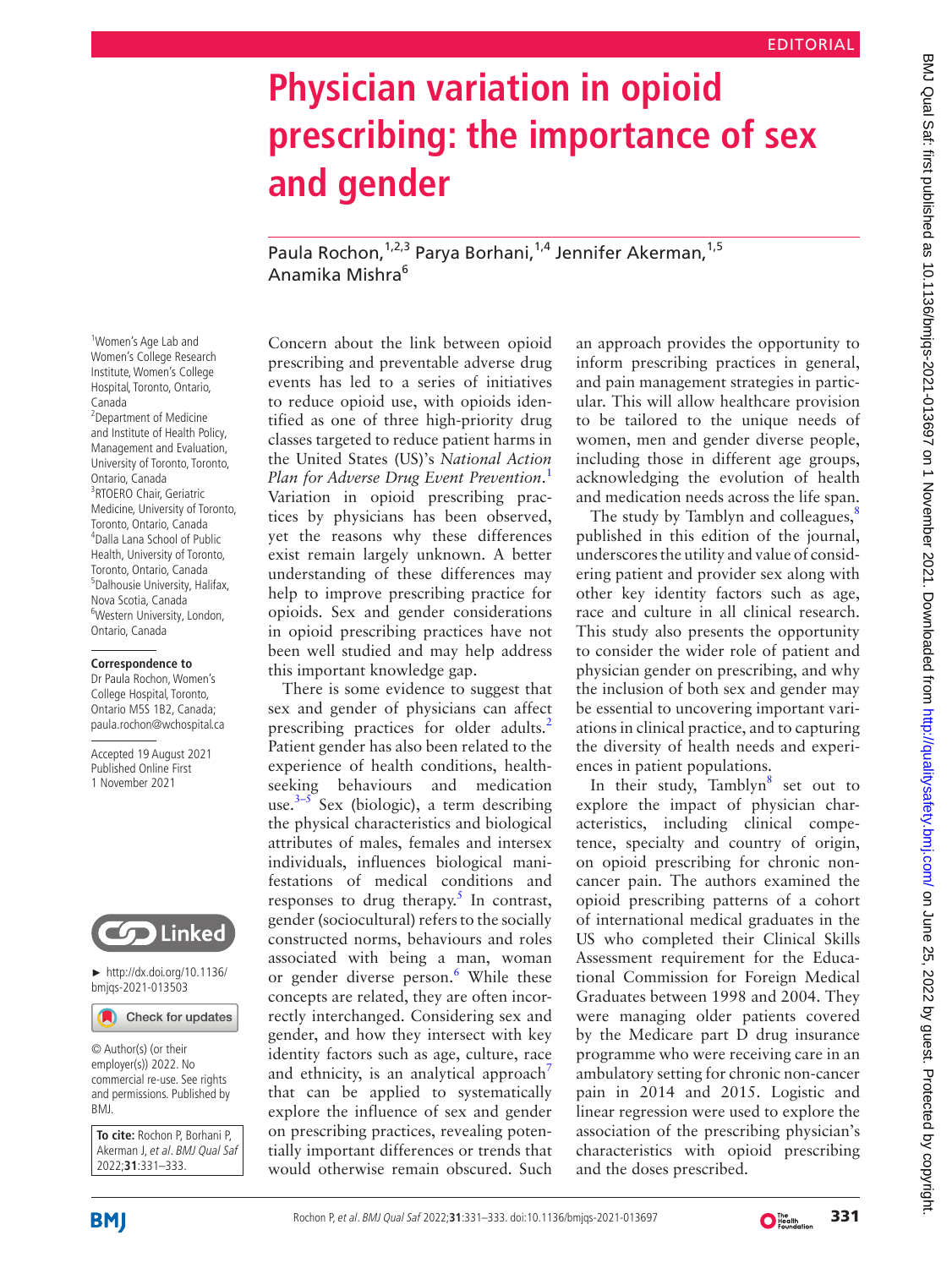EDITORIAL

# Physician variation in opioid prescribing: the importance of sex and gender

Paula Rochon,[1,2,3] Parya Borhani,[1,4] Jennifer Akerman,[1,5] Anamika Mishra[6]

[1]Women's Age Lab and Women's College Research Institute, Women's College Hospital, Toronto, Ontario, Canada
[2]Department of Medicine and Institute of Health Policy, Management and Evaluation, University of Toronto, Toronto, Ontario, Canada
[3]RTOERO Chair, Geriatric Medicine, University of Toronto, Toronto, Ontario, Canada
[4]Dalla Lana School of Public Health, University of Toronto, Toronto, Ontario, Canada
[5]Dalhousie University, Halifax, Nova Scotia, Canada
[6]Western University, London, Ontario, Canada

**Correspondence to**
Dr Paula Rochon, Women's College Hospital, Toronto, Ontario M5S 1B2, Canada; paula.rochon@wchospital.ca

Accepted 19 August 2021
Published Online First 1 November 2021

► http://dx.doi.org/10.1136/bmjqs-2021-013503

© Author(s) (or their employer(s)) 2022. No commercial re-use. See rights and permissions. Published by BMJ.

**To cite:** Rochon P, Borhani P, Akerman J, *et al*. *BMJ Qual Saf* 2022;**31**:331–333.

Concern about the link between opioid prescribing and preventable adverse drug events has led to a series of initiatives to reduce opioid use, with opioids identified as one of three high-priority drug classes targeted to reduce patient harms in the United States (US)'s *National Action Plan for Adverse Drug Event Prevention*.[1] Variation in opioid prescribing practices by physicians has been observed, yet the reasons why these differences exist remain largely unknown. A better understanding of these differences may help to improve prescribing practice for opioids. Sex and gender considerations in opioid prescribing practices have not been well studied and may help address this important knowledge gap.

There is some evidence to suggest that sex and gender of physicians can affect prescribing practices for older adults.[2] Patient gender has also been related to the experience of health conditions, health-seeking behaviours and medication use.[3–5] Sex (biologic), a term describing the physical characteristics and biological attributes of males, females and intersex individuals, influences biological manifestations of medical conditions and responses to drug therapy.[5] In contrast, gender (sociocultural) refers to the socially constructed norms, behaviours and roles associated with being a man, woman or gender diverse person.[6] While these concepts are related, they are often incorrectly interchanged. Considering sex and gender, and how they intersect with key identity factors such as age, culture, race and ethnicity, is an analytical approach[7] that can be applied to systematically explore the influence of sex and gender on prescribing practices, revealing potentially important differences or trends that would otherwise remain obscured. Such an approach provides the opportunity to inform prescribing practices in general, and pain management strategies in particular. This will allow healthcare provision to be tailored to the unique needs of women, men and gender diverse people, including those in different age groups, acknowledging the evolution of health and medication needs across the life span.

The study by Tamblyn and colleagues,[8] published in this edition of the journal, underscores the utility and value of considering patient and provider sex along with other key identity factors such as age, race and culture in all clinical research. This study also presents the opportunity to consider the wider role of patient and physician gender on prescribing, and why the inclusion of both sex and gender may be essential to uncovering important variations in clinical practice, and to capturing the diversity of health needs and experiences in patient populations.

In their study, Tamblyn[8] set out to explore the impact of physician characteristics, including clinical competence, specialty and country of origin, on opioid prescribing for chronic non-cancer pain. The authors examined the opioid prescribing patterns of a cohort of international medical graduates in the US who completed their Clinical Skills Assessment requirement for the Educational Commission for Foreign Medical Graduates between 1998 and 2004. They were managing older patients covered by the Medicare part D drug insurance programme who were receiving care in an ambulatory setting for chronic non-cancer pain in 2014 and 2015. Logistic and linear regression were used to explore the association of the prescribing physician's characteristics with opioid prescribing and the doses prescribed.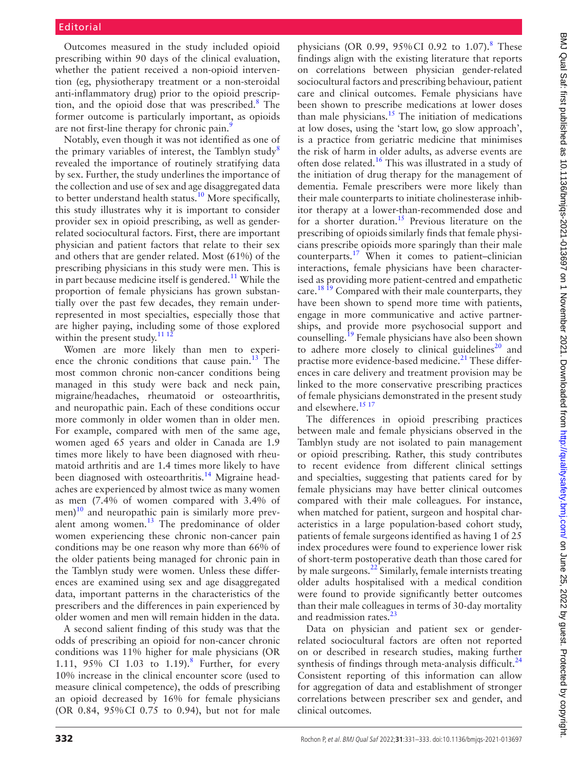Outcomes measured in the study included opioid prescribing within 90 days of the clinical evaluation, whether the patient received a non-opioid intervention (eg, physiotherapy treatment or a non-steroidal anti-inflammatory drug) prior to the opioid prescription, and the opioid dose that was prescribed.[8] The former outcome is particularly important, as opioids are not first-line therapy for chronic pain.[9]

Notably, even though it was not identified as one of the primary variables of interest, the Tamblyn study[8] revealed the importance of routinely stratifying data by sex. Further, the study underlines the importance of the collection and use of sex and age disaggregated data to better understand health status.[10] More specifically, this study illustrates why it is important to consider provider sex in opioid prescribing, as well as gender-related sociocultural factors. First, there are important physician and patient factors that relate to their sex and others that are gender related. Most (61%) of the prescribing physicians in this study were men. This is in part because medicine itself is gendered.[11] While the proportion of female physicians has grown substantially over the past few decades, they remain underrepresented in most specialties, especially those that are higher paying, including some of those explored within the present study.[11 12]

Women are more likely than men to experience the chronic conditions that cause pain.[13] The most common chronic non-cancer conditions being managed in this study were back and neck pain, migraine/headaches, rheumatoid or osteoarthritis, and neuropathic pain. Each of these conditions occur more commonly in older women than in older men. For example, compared with men of the same age, women aged 65 years and older in Canada are 1.9 times more likely to have been diagnosed with rheumatoid arthritis and are 1.4 times more likely to have been diagnosed with osteoarthritis.[14] Migraine headaches are experienced by almost twice as many women as men (7.4% of women compared with 3.4% of men)[10] and neuropathic pain is similarly more prevalent among women.[13] The predominance of older women experiencing these chronic non-cancer pain conditions may be one reason why more than 66% of the older patients being managed for chronic pain in the Tamblyn study were women. Unless these differences are examined using sex and age disaggregated data, important patterns in the characteristics of the prescribers and the differences in pain experienced by older women and men will remain hidden in the data.

A second salient finding of this study was that the odds of prescribing an opioid for non-cancer chronic conditions was 11% higher for male physicians (OR 1.11, 95% CI 1.03 to 1.19).[8] Further, for every 10% increase in the clinical encounter score (used to measure clinical competence), the odds of prescribing an opioid decreased by 16% for female physicians (OR 0.84, 95% CI 0.75 to 0.94), but not for male physicians (OR 0.99, 95% CI 0.92 to 1.07).[8] These findings align with the existing literature that reports on correlations between physician gender-related sociocultural factors and prescribing behaviour, patient care and clinical outcomes. Female physicians have been shown to prescribe medications at lower doses than male physicians.[15] The initiation of medications at low doses, using the 'start low, go slow approach', is a practice from geriatric medicine that minimises the risk of harm in older adults, as adverse events are often dose related.[16] This was illustrated in a study of the initiation of drug therapy for the management of dementia. Female prescribers were more likely than their male counterparts to initiate cholinesterase inhibitor therapy at a lower-than-recommended dose and for a shorter duration.[15] Previous literature on the prescribing of opioids similarly finds that female physicians prescribe opioids more sparingly than their male counterparts.[17] When it comes to patient–clinician interactions, female physicians have been characterised as providing more patient-centred and empathetic care.[18 19] Compared with their male counterparts, they have been shown to spend more time with patients, engage in more communicative and active partnerships, and provide more psychosocial support and counselling.[19] Female physicians have also been shown to adhere more closely to clinical guidelines[20] and practise more evidence-based medicine.[21] These differences in care delivery and treatment provision may be linked to the more conservative prescribing practices of female physicians demonstrated in the present study and elsewhere.[15 17]

The differences in opioid prescribing practices between male and female physicians observed in the Tamblyn study are not isolated to pain management or opioid prescribing. Rather, this study contributes to recent evidence from different clinical settings and specialties, suggesting that patients cared for by female physicians may have better clinical outcomes compared with their male colleagues. For instance, when matched for patient, surgeon and hospital characteristics in a large population-based cohort study, patients of female surgeons identified as having 1 of 25 index procedures were found to experience lower risk of short-term postoperative death than those cared for by male surgeons.[22] Similarly, female internists treating older adults hospitalised with a medical condition were found to provide significantly better outcomes than their male colleagues in terms of 30-day mortality and readmission rates.[23]

Data on physician and patient sex or gender-related sociocultural factors are often not reported on or described in research studies, making further synthesis of findings through meta-analysis difficult.[24] Consistent reporting of this information can allow for aggregation of data and establishment of stronger correlations between prescriber sex and gender, and clinical outcomes.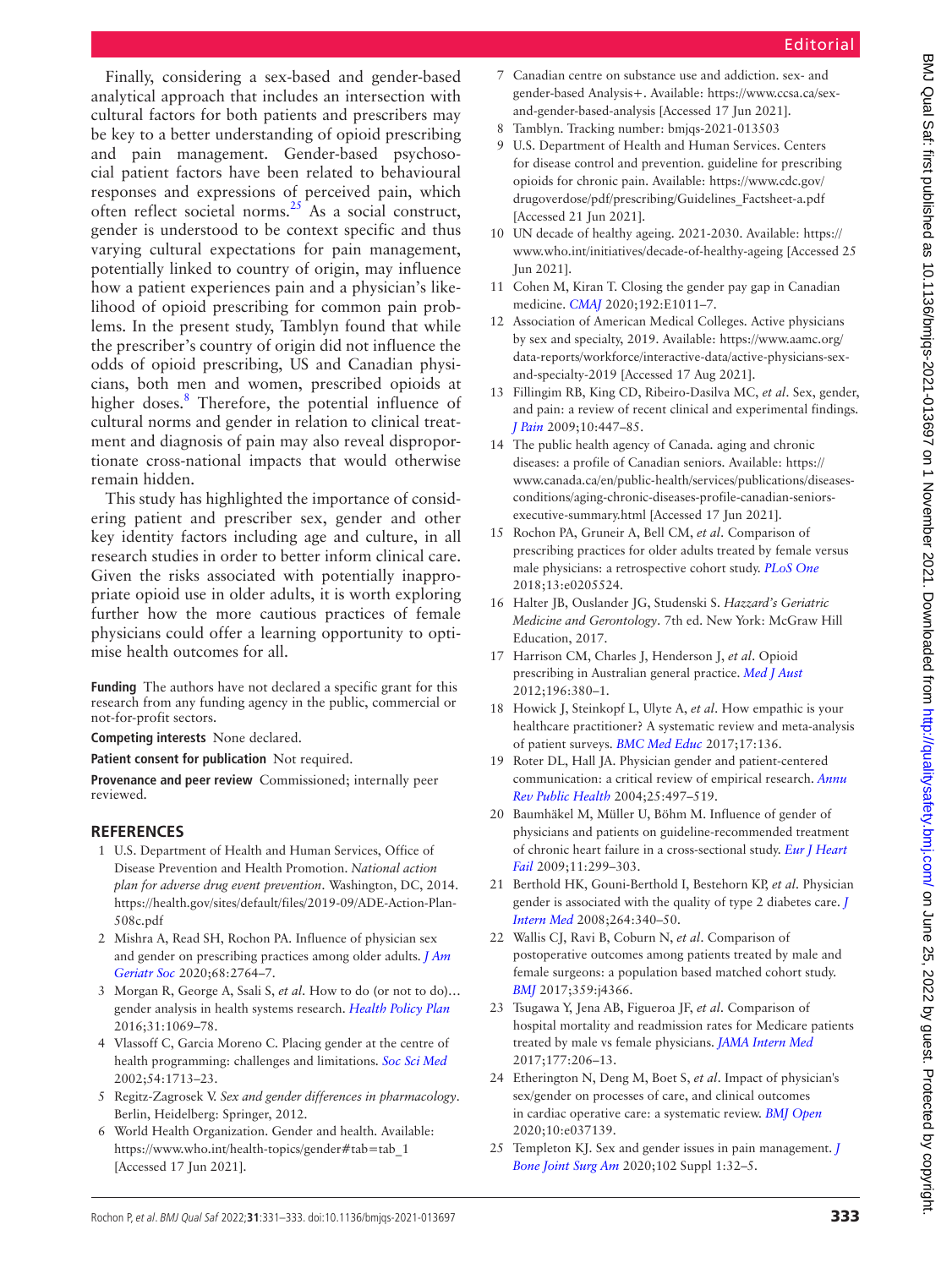Finally, considering a sex-based and gender-based analytical approach that includes an intersection with cultural factors for both patients and prescribers may be key to a better understanding of opioid prescribing and pain management. Gender-based psychosocial patient factors have been related to behavioural responses and expressions of perceived pain, which often reflect societal norms.[25] As a social construct, gender is understood to be context specific and thus varying cultural expectations for pain management, potentially linked to country of origin, may influence how a patient experiences pain and a physician's likelihood of opioid prescribing for common pain problems. In the present study, Tamblyn found that while the prescriber's country of origin did not influence the odds of opioid prescribing, US and Canadian physicians, both men and women, prescribed opioids at higher doses.[8] Therefore, the potential influence of cultural norms and gender in relation to clinical treatment and diagnosis of pain may also reveal disproportionate cross-national impacts that would otherwise remain hidden.

This study has highlighted the importance of considering patient and prescriber sex, gender and other key identity factors including age and culture, in all research studies in order to better inform clinical care. Given the risks associated with potentially inappropriate opioid use in older adults, it is worth exploring further how the more cautious practices of female physicians could offer a learning opportunity to optimise health outcomes for all.

**Funding** The authors have not declared a specific grant for this research from any funding agency in the public, commercial or not-for-profit sectors.

**Competing interests** None declared.

**Patient consent for publication** Not required.

**Provenance and peer review** Commissioned; internally peer reviewed.

## REFERENCES

1. U.S. Department of Health and Human Services, Office of Disease Prevention and Health Promotion. *National action plan for adverse drug event prevention*. Washington, DC, 2014. https://health.gov/sites/default/files/2019-09/ADE-Action-Plan-508c.pdf
2. Mishra A, Read SH, Rochon PA. Influence of physician sex and gender on prescribing practices among older adults. *J Am Geriatr Soc* 2020;68:2764–7.
3. Morgan R, George A, Ssali S, *et al*. How to do (or not to do)... gender analysis in health systems research. *Health Policy Plan* 2016;31:1069–78.
4. Vlassoff C, Garcia Moreno C. Placing gender at the centre of health programming: challenges and limitations. *Soc Sci Med* 2002;54:1713–23.
5. Regitz-Zagrosek V. *Sex and gender differences in pharmacology*. Berlin, Heidelberg: Springer, 2012.
6. World Health Organization. Gender and health. Available: https://www.who.int/health-topics/gender#tab=tab_1 [Accessed 17 Jun 2021].
7. Canadian centre on substance use and addiction. sex- and gender-based Analysis+. Available: https://www.ccsa.ca/sex-and-gender-based-analysis [Accessed 17 Jun 2021].
8. Tamblyn. Tracking number: bmjqs-2021-013503
9. U.S. Department of Health and Human Services. Centers for disease control and prevention. guideline for prescribing opioids for chronic pain. Available: https://www.cdc.gov/drugoverdose/pdf/prescribing/Guidelines_Factsheet-a.pdf [Accessed 21 Jun 2021].
10. UN decade of healthy ageing. 2021-2030. Available: https://www.who.int/initiatives/decade-of-healthy-ageing [Accessed 25 Jun 2021].
11. Cohen M, Kiran T. Closing the gender pay gap in Canadian medicine. *CMAJ* 2020;192:E1011–7.
12. Association of American Medical Colleges. Active physicians by sex and specialty, 2019. Available: https://www.aamc.org/data-reports/workforce/interactive-data/active-physicians-sex-and-specialty-2019 [Accessed 17 Aug 2021].
13. Fillingim RB, King CD, Ribeiro-Dasilva MC, *et al*. Sex, gender, and pain: a review of recent clinical and experimental findings. *J Pain* 2009;10:447–85.
14. The public health agency of Canada. aging and chronic diseases: a profile of Canadian seniors. Available: https://www.canada.ca/en/public-health/services/publications/diseases-conditions/aging-chronic-diseases-profile-canadian-seniors-executive-summary.html [Accessed 17 Jun 2021].
15. Rochon PA, Gruneir A, Bell CM, *et al*. Comparison of prescribing practices for older adults treated by female versus male physicians: a retrospective cohort study. *PLoS One* 2018;13:e0205524.
16. Halter JB, Ouslander JG, Studenski S. *Hazzard's Geriatric Medicine and Gerontology*. 7th ed. New York: McGraw Hill Education, 2017.
17. Harrison CM, Charles J, Henderson J, *et al*. Opioid prescribing in Australian general practice. *Med J Aust* 2012;196:380–1.
18. Howick J, Steinkopf L, Ulyte A, *et al*. How empathic is your healthcare practitioner? A systematic review and meta-analysis of patient surveys. *BMC Med Educ* 2017;17:136.
19. Roter DL, Hall JA. Physician gender and patient-centered communication: a critical review of empirical research. *Annu Rev Public Health* 2004;25:497–519.
20. Baumhäkel M, Müller U, Böhm M. Influence of gender of physicians and patients on guideline-recommended treatment of chronic heart failure in a cross-sectional study. *Eur J Heart Fail* 2009;11:299–303.
21. Berthold HK, Gouni-Berthold I, Bestehorn KP, *et al*. Physician gender is associated with the quality of type 2 diabetes care. *J Intern Med* 2008;264:340–50.
22. Wallis CJ, Ravi B, Coburn N, *et al*. Comparison of postoperative outcomes among patients treated by male and female surgeons: a population based matched cohort study. *BMJ* 2017;359:j4366.
23. Tsugawa Y, Jena AB, Figueroa JF, *et al*. Comparison of hospital mortality and readmission rates for Medicare patients treated by male vs female physicians. *JAMA Intern Med* 2017;177:206–13.
24. Etherington N, Deng M, Boet S, *et al*. Impact of physician's sex/gender on processes of care, and clinical outcomes in cardiac operative care: a systematic review. *BMJ Open* 2020;10:e037139.
25. Templeton KJ. Sex and gender issues in pain management. *J Bone Joint Surg Am* 2020;102 Suppl 1:32–5.